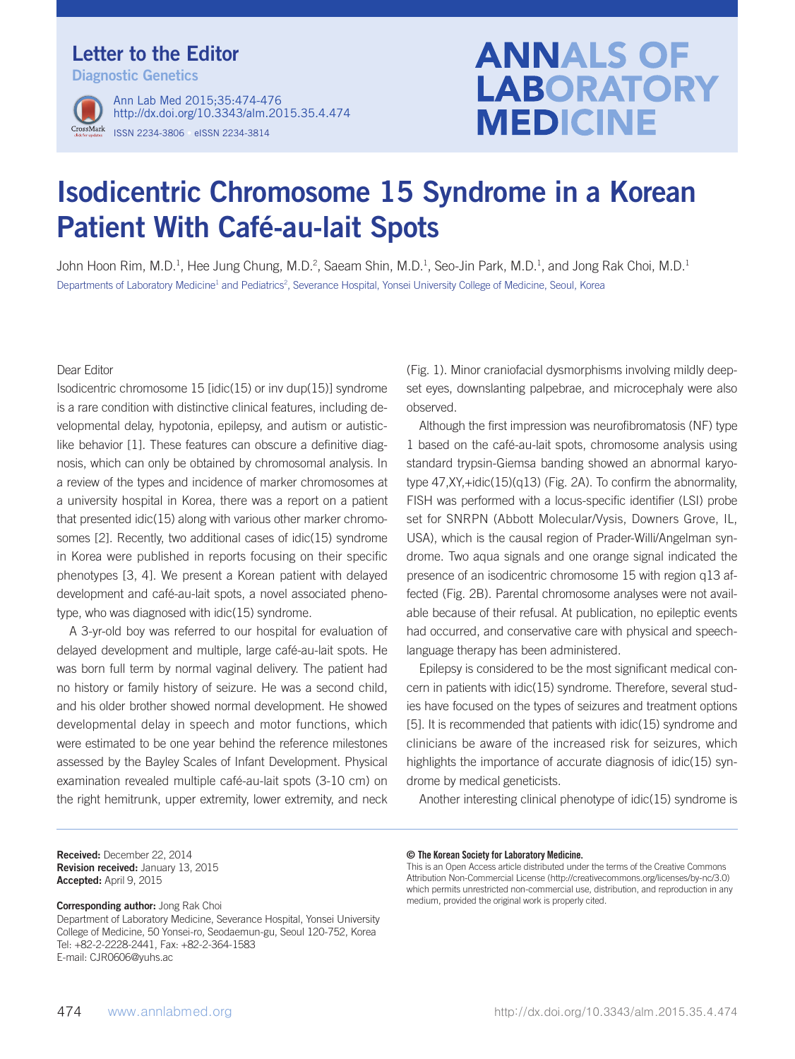Letter to the Editor

Diagnostic Genetics

# Isodicentric Chromosome 15 Syndrome in a Korean Patient With Café-au-lait Spots

John Hoon Rim, M.D.[1], Hee Jung Chung, M.D.[2], Saeam Shin, M.D.[1], Seo-Jin Park, M.D.[1], and Jong Rak Choi, M.D.[1]

Departments of Laboratory Medicine[1] and Pediatrics[2], Severance Hospital, Yonsei University College of Medicine, Seoul, Korea

Dear Editor

Isodicentric chromosome 15 [idic(15) or inv dup(15)] syndrome is a rare condition with distinctive clinical features, including developmental delay, hypotonia, epilepsy, and autism or autistic-like behavior [1]. These features can obscure a definitive diagnosis, which can only be obtained by chromosomal analysis. In a review of the types and incidence of marker chromosomes at a university hospital in Korea, there was a report on a patient that presented idic(15) along with various other marker chromosomes [2]. Recently, two additional cases of idic(15) syndrome in Korea were published in reports focusing on their specific phenotypes [3, 4]. We present a Korean patient with delayed development and café-au-lait spots, a novel associated phenotype, who was diagnosed with idic(15) syndrome.

A 3-yr-old boy was referred to our hospital for evaluation of delayed development and multiple, large café-au-lait spots. He was born full term by normal vaginal delivery. The patient had no history or family history of seizure. He was a second child, and his older brother showed normal development. He showed developmental delay in speech and motor functions, which were estimated to be one year behind the reference milestones assessed by the Bayley Scales of Infant Development. Physical examination revealed multiple café-au-lait spots (3-10 cm) on the right hemitrunk, upper extremity, lower extremity, and neck (Fig. 1). Minor craniofacial dysmorphisms involving mildly deep-set eyes, downslanting palpebrae, and microcephaly were also observed.

Although the first impression was neurofibromatosis (NF) type 1 based on the café-au-lait spots, chromosome analysis using standard trypsin-Giemsa banding showed an abnormal karyotype 47,XY,+idic(15)(q13) (Fig. 2A). To confirm the abnormality, FISH was performed with a locus-specific identifier (LSI) probe set for SNRPN (Abbott Molecular/Vysis, Downers Grove, IL, USA), which is the causal region of Prader-Willi/Angelman syndrome. Two aqua signals and one orange signal indicated the presence of an isodicentric chromosome 15 with region q13 affected (Fig. 2B). Parental chromosome analyses were not available because of their refusal. At publication, no epileptic events had occurred, and conservative care with physical and speech-language therapy has been administered.

Epilepsy is considered to be the most significant medical concern in patients with idic(15) syndrome. Therefore, several studies have focused on the types of seizures and treatment options [5]. It is recommended that patients with idic(15) syndrome and clinicians be aware of the increased risk for seizures, which highlights the importance of accurate diagnosis of idic(15) syndrome by medical geneticists.

Another interesting clinical phenotype of idic(15) syndrome is

**Received:** December 22, 2014
**Revision received:** January 13, 2015
**Accepted:** April 9, 2015

**Corresponding author:** Jong Rak Choi
Department of Laboratory Medicine, Severance Hospital, Yonsei University College of Medicine, 50 Yonsei-ro, Seodaemun-gu, Seoul 120-752, Korea
Tel: +82-2-2228-2441, Fax: +82-2-364-1583
E-mail: CJR0606@yuhs.ac

**© The Korean Society for Laboratory Medicine.**
This is an Open Access article distributed under the terms of the Creative Commons Attribution Non-Commercial License (http://creativecommons.org/licenses/by-nc/3.0) which permits unrestricted non-commercial use, distribution, and reproduction in any medium, provided the original work is properly cited.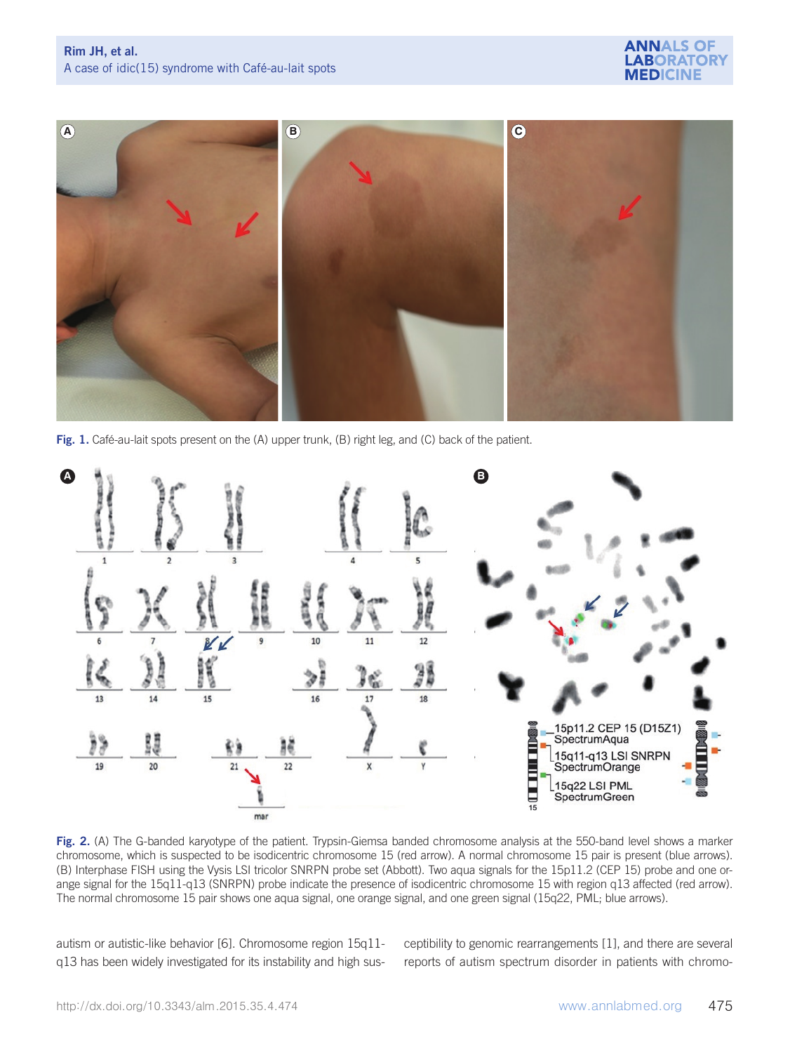Fig. 1. Café-au-lait spots present on the (A) upper trunk, (B) right leg, and (C) back of the patient.

Fig. 2. (A) The G-banded karyotype of the patient. Trypsin-Giemsa banded chromosome analysis at the 550-band level shows a marker chromosome, which is suspected to be isodicentric chromosome 15 (red arrow). A normal chromosome 15 pair is present (blue arrows). (B) Interphase FISH using the Vysis LSI tricolor SNRPN probe set (Abbott). Two aqua signals for the 15p11.2 (CEP 15) probe and one orange signal for the 15q11-q13 (SNRPN) probe indicate the presence of isodicentric chromosome 15 with region q13 affected (red arrow). The normal chromosome 15 pair shows one aqua signal, one orange signal, and one green signal (15q22, PML; blue arrows).

autism or autistic-like behavior [6]. Chromosome region 15q11-q13 has been widely investigated for its instability and high susceptibility to genomic rearrangements [1], and there are several reports of autism spectrum disorder in patients with chromo-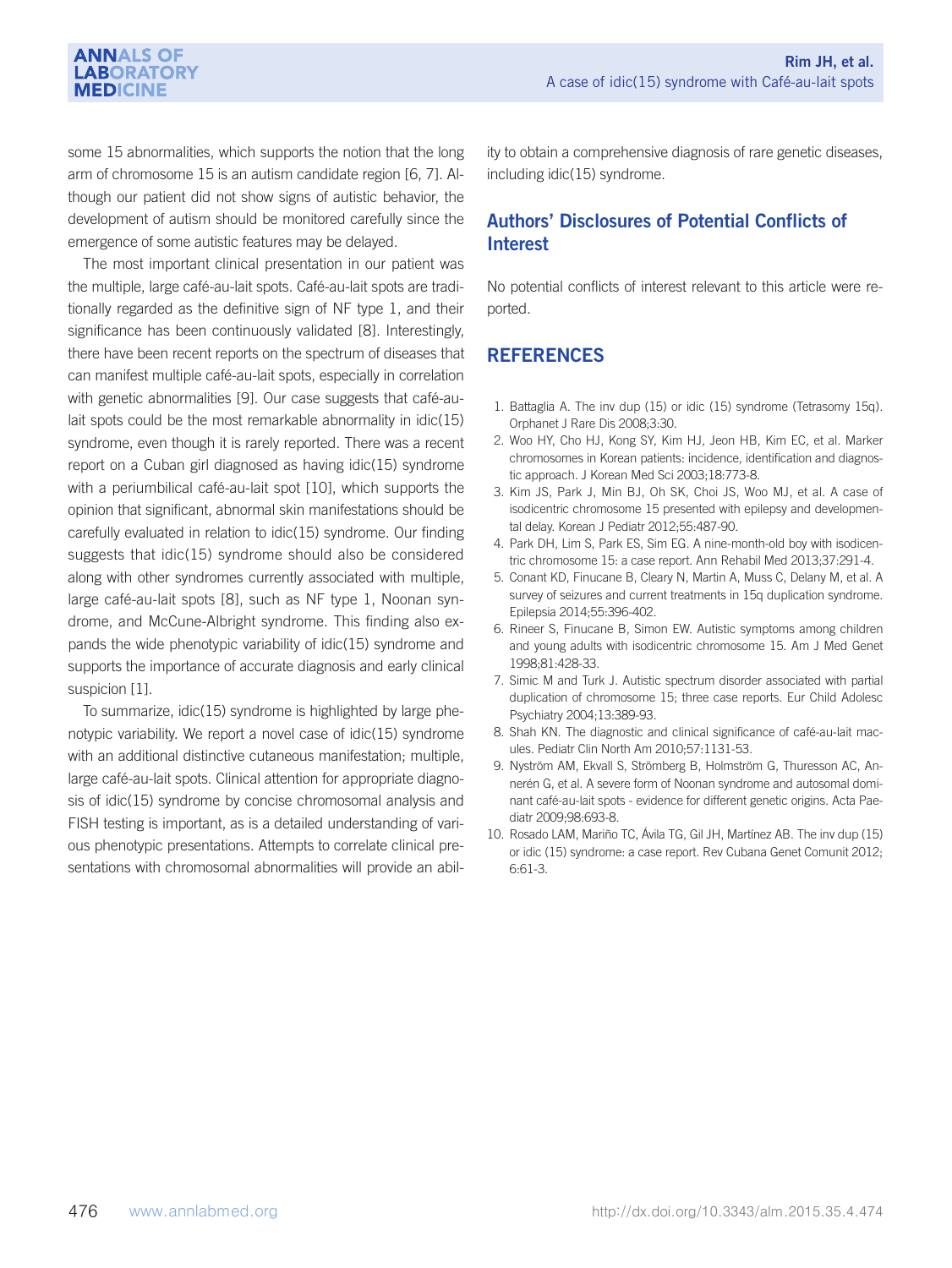some 15 abnormalities, which supports the notion that the long arm of chromosome 15 is an autism candidate region [6, 7]. Although our patient did not show signs of autistic behavior, the development of autism should be monitored carefully since the emergence of some autistic features may be delayed.

The most important clinical presentation in our patient was the multiple, large café-au-lait spots. Café-au-lait spots are traditionally regarded as the definitive sign of NF type 1, and their significance has been continuously validated [8]. Interestingly, there have been recent reports on the spectrum of diseases that can manifest multiple café-au-lait spots, especially in correlation with genetic abnormalities [9]. Our case suggests that café-au-lait spots could be the most remarkable abnormality in idic(15) syndrome, even though it is rarely reported. There was a recent report on a Cuban girl diagnosed as having idic(15) syndrome with a periumbilical café-au-lait spot [10], which supports the opinion that significant, abnormal skin manifestations should be carefully evaluated in relation to idic(15) syndrome. Our finding suggests that idic(15) syndrome should also be considered along with other syndromes currently associated with multiple, large café-au-lait spots [8], such as NF type 1, Noonan syndrome, and McCune-Albright syndrome. This finding also expands the wide phenotypic variability of idic(15) syndrome and supports the importance of accurate diagnosis and early clinical suspicion [1].

To summarize, idic(15) syndrome is highlighted by large phenotypic variability. We report a novel case of idic(15) syndrome with an additional distinctive cutaneous manifestation; multiple, large café-au-lait spots. Clinical attention for appropriate diagnosis of idic(15) syndrome by concise chromosomal analysis and FISH testing is important, as is a detailed understanding of various phenotypic presentations. Attempts to correlate clinical presentations with chromosomal abnormalities will provide an ability to obtain a comprehensive diagnosis of rare genetic diseases, including idic(15) syndrome.

## Authors' Disclosures of Potential Conflicts of Interest

No potential conflicts of interest relevant to this article were reported.

## REFERENCES

1. Battaglia A. The inv dup (15) or idic (15) syndrome (Tetrasomy 15q). Orphanet J Rare Dis 2008;3:30.
2. Woo HY, Cho HJ, Kong SY, Kim HJ, Jeon HB, Kim EC, et al. Marker chromosomes in Korean patients: incidence, identification and diagnostic approach. J Korean Med Sci 2003;18:773-8.
3. Kim JS, Park J, Min BJ, Oh SK, Choi JS, Woo MJ, et al. A case of isodicentric chromosome 15 presented with epilepsy and developmental delay. Korean J Pediatr 2012;55:487-90.
4. Park DH, Lim S, Park ES, Sim EG. A nine-month-old boy with isodicentric chromosome 15: a case report. Ann Rehabil Med 2013;37:291-4.
5. Conant KD, Finucane B, Cleary N, Martin A, Muss C, Delany M, et al. A survey of seizures and current treatments in 15q duplication syndrome. Epilepsia 2014;55:396-402.
6. Rineer S, Finucane B, Simon EW. Autistic symptoms among children and young adults with isodicentric chromosome 15. Am J Med Genet 1998;81:428-33.
7. Simic M and Turk J. Autistic spectrum disorder associated with partial duplication of chromosome 15; three case reports. Eur Child Adolesc Psychiatry 2004;13:389-93.
8. Shah KN. The diagnostic and clinical significance of café-au-lait macules. Pediatr Clin North Am 2010;57:1131-53.
9. Nyström AM, Ekvall S, Strömberg B, Holmström G, Thuresson AC, Annerén G, et al. A severe form of Noonan syndrome and autosomal dominant café-au-lait spots - evidence for different genetic origins. Acta Paediatr 2009;98:693-8.
10. Rosado LAM, Mariño TC, Ávila TG, Gil JH, Martínez AB. The inv dup (15) or idic (15) syndrome: a case report. Rev Cubana Genet Comunit 2012;6:61-3.